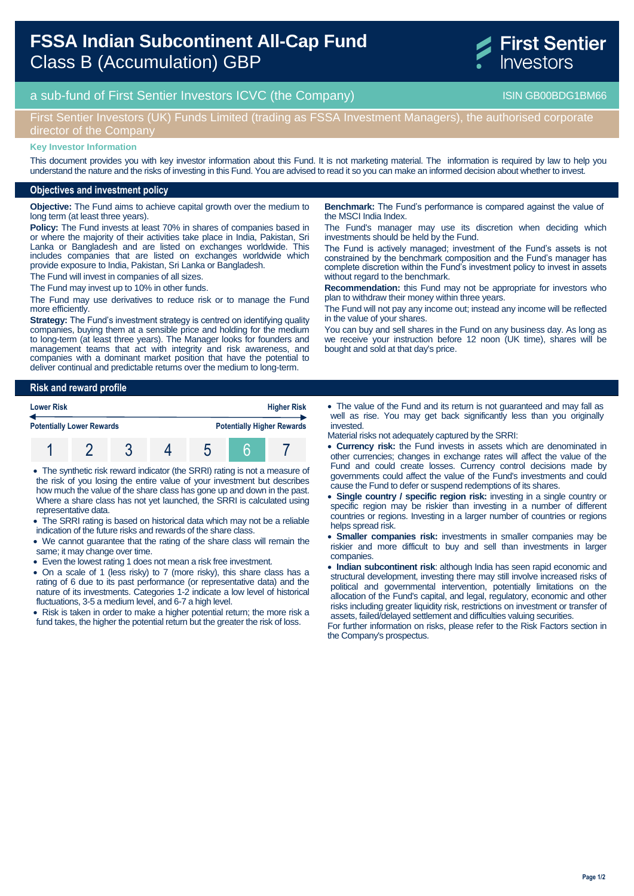# FSSA Indian Subcontinent All-Cap Fund
## Class B (Accumulation) GBP

First Sentier Investors

a sub-fund of First Sentier Investors ICVC (the Company) — ISIN GB00BDG1BM66

First Sentier Investors (UK) Funds Limited (trading as FSSA Investment Managers), the authorised corporate director of the Company

**Key Investor Information**

This document provides you with key investor information about this Fund. It is not marketing material. The information is required by law to help you understand the nature and the risks of investing in this Fund. You are advised to read it so you can make an informed decision about whether to invest.

## Objectives and investment policy

**Objective:** The Fund aims to achieve capital growth over the medium to long term (at least three years).

**Policy:** The Fund invests at least 70% in shares of companies based in or where the majority of their activities take place in India, Pakistan, Sri Lanka or Bangladesh and are listed on exchanges worldwide. This includes companies that are listed on exchanges worldwide which provide exposure to India, Pakistan, Sri Lanka or Bangladesh.

The Fund will invest in companies of all sizes.

The Fund may invest up to 10% in other funds.

The Fund may use derivatives to reduce risk or to manage the Fund more efficiently.

**Strategy:** The Fund's investment strategy is centred on identifying quality companies, buying them at a sensible price and holding for the medium to long-term (at least three years). The Manager looks for founders and management teams that act with integrity and risk awareness, and companies with a dominant market position that have the potential to deliver continual and predictable returns over the medium to long-term.

**Benchmark:** The Fund's performance is compared against the value of the MSCI India Index.

The Fund's manager may use its discretion when deciding which investments should be held by the Fund.

The Fund is actively managed; investment of the Fund's assets is not constrained by the benchmark composition and the Fund's manager has complete discretion within the Fund's investment policy to invest in assets without regard to the benchmark.

**Recommendation:** this Fund may not be appropriate for investors who plan to withdraw their money within three years.

The Fund will not pay any income out; instead any income will be reflected in the value of your shares.

You can buy and sell shares in the Fund on any business day. As long as we receive your instruction before 12 noon (UK time), shares will be bought and sold at that day's price.

## Risk and reward profile

| Lower Risk | | | | | | Higher Risk |
|---|---|---|---|---|---|---|
| Potentially Lower Rewards | | | | | | Potentially Higher Rewards |
| 1 | 2 | 3 | 4 | 5 | **6** | 7 |

- The synthetic risk reward indicator (the SRRI) rating is not a measure of the risk of you losing the entire value of your investment but describes how much the value of the share class has gone up and down in the past. Where a share class has not yet launched, the SRRI is calculated using representative data.
- The SRRI rating is based on historical data which may not be a reliable indication of the future risks and rewards of the share class.
- We cannot guarantee that the rating of the share class will remain the same; it may change over time.
- Even the lowest rating 1 does not mean a risk free investment.
- On a scale of 1 (less risky) to 7 (more risky), this share class has a rating of 6 due to its past performance (or representative data) and the nature of its investments. Categories 1-2 indicate a low level of historical fluctuations, 3-5 a medium level, and 6-7 a high level.
- Risk is taken in order to make a higher potential return; the more risk a fund takes, the higher the potential return but the greater the risk of loss.
- The value of the Fund and its return is not guaranteed and may fall as well as rise. You may get back significantly less than you originally invested.

Material risks not adequately captured by the SRRI:

- **Currency risk:** the Fund invests in assets which are denominated in other currencies; changes in exchange rates will affect the value of the Fund and could create losses. Currency control decisions made by governments could affect the value of the Fund's investments and could cause the Fund to defer or suspend redemptions of its shares.
- **Single country / specific region risk:** investing in a single country or specific region may be riskier than investing in a number of different countries or regions. Investing in a larger number of countries or regions helps spread risk.
- **Smaller companies risk:** investments in smaller companies may be riskier and more difficult to buy and sell than investments in larger companies.
- **Indian subcontinent risk**: although India has seen rapid economic and structural development, investing there may still involve increased risks of political and governmental intervention, potentially limitations on the allocation of the Fund's capital, and legal, regulatory, economic and other risks including greater liquidity risk, restrictions on investment or transfer of assets, failed/delayed settlement and difficulties valuing securities.

For further information on risks, please refer to the Risk Factors section in the Company's prospectus.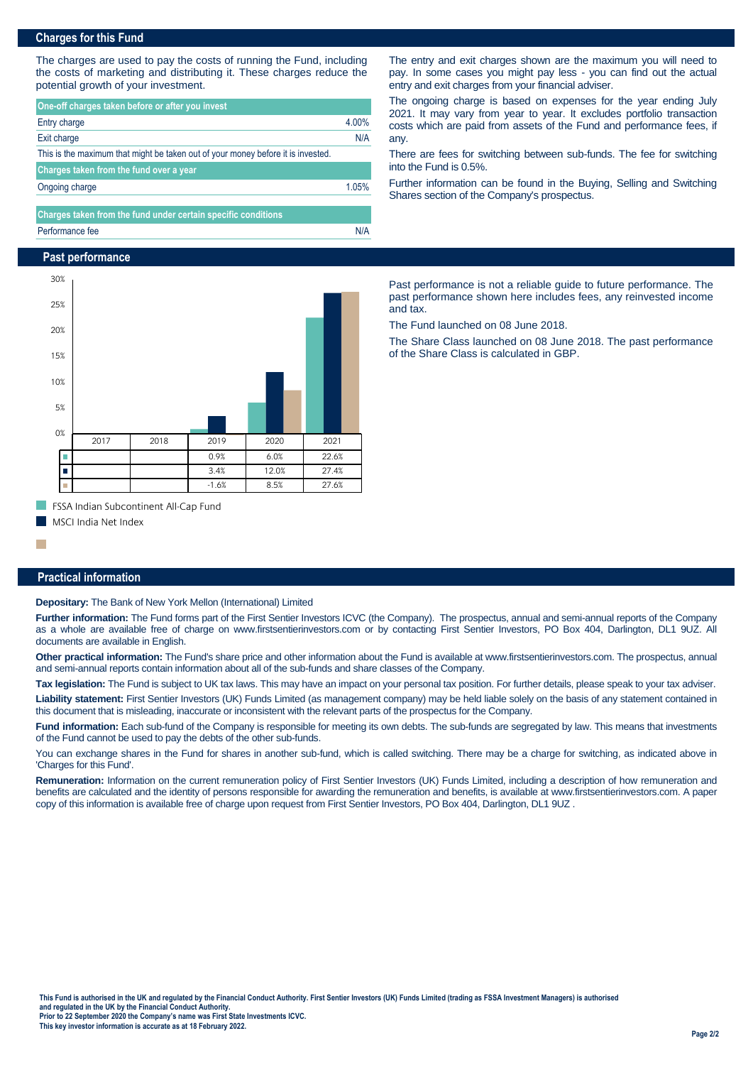## Charges for this Fund

The charges are used to pay the costs of running the Fund, including the costs of marketing and distributing it. These charges reduce the potential growth of your investment.

| One-off charges taken before or after you invest | |
|---|---|
| Entry charge | 4.00% |
| Exit charge | N/A |
| This is the maximum that might be taken out of your money before it is invested. | |
| **Charges taken from the fund over a year** | |
| Ongoing charge | 1.05% |
| **Charges taken from the fund under certain specific conditions** | |
| Performance fee | N/A |

The entry and exit charges shown are the maximum you will need to pay. In some cases you might pay less - you can find out the actual entry and exit charges from your financial adviser.

The ongoing charge is based on expenses for the year ending July 2021. It may vary from year to year. It excludes portfolio transaction costs which are paid from assets of the Fund and performance fees, if any.

There are fees for switching between sub-funds. The fee for switching into the Fund is 0.5%.

Further information can be found in the Buying, Selling and Switching Shares section of the Company's prospectus.

## Past performance

30%
25%
20%
15%
10%
5%
0%

2017 2018 2019 2020 2021

FSSA Indian Subcontinent All-Cap Fund: 2019: 0.9%, 2020: 6.0%, 2021: 22.6%

MSCI India Net Index: 2019: 3.4%, 2020: 12.0%, 2021: 27.4%

(unlabelled series): 2019: -1.6%, 2020: 8.5%, 2021: 27.6%

Past performance is not a reliable guide to future performance. The past performance shown here includes fees, any reinvested income and tax.

The Fund launched on 08 June 2018.

The Share Class launched on 08 June 2018. The past performance of the Share Class is calculated in GBP.

## Practical information

**Depositary:** The Bank of New York Mellon (International) Limited

**Further information:** The Fund forms part of the First Sentier Investors ICVC (the Company). The prospectus, annual and semi-annual reports of the Company as a whole are available free of charge on www.firstsentierinvestors.com or by contacting First Sentier Investors, PO Box 404, Darlington, DL1 9UZ. All documents are available in English.

**Other practical information:** The Fund's share price and other information about the Fund is available at www.firstsentierinvestors.com. The prospectus, annual and semi-annual reports contain information about all of the sub-funds and share classes of the Company.

**Tax legislation:** The Fund is subject to UK tax laws. This may have an impact on your personal tax position. For further details, please speak to your tax adviser.

**Liability statement:** First Sentier Investors (UK) Funds Limited (as management company) may be held liable solely on the basis of any statement contained in this document that is misleading, inaccurate or inconsistent with the relevant parts of the prospectus for the Company.

**Fund information:** Each sub-fund of the Company is responsible for meeting its own debts. The sub-funds are segregated by law. This means that investments of the Fund cannot be used to pay the debts of the other sub-funds.

You can exchange shares in the Fund for shares in another sub-fund, which is called switching. There may be a charge for switching, as indicated above in 'Charges for this Fund'.

**Remuneration:** Information on the current remuneration policy of First Sentier Investors (UK) Funds Limited, including a description of how remuneration and benefits are calculated and the identity of persons responsible for awarding the remuneration and benefits, is available at www.firstsentierinvestors.com. A paper copy of this information is available free of charge upon request from First Sentier Investors, PO Box 404, Darlington, DL1 9UZ .

**This Fund is authorised in the UK and regulated by the Financial Conduct Authority. First Sentier Investors (UK) Funds Limited (trading as FSSA Investment Managers) is authorised and regulated in the UK by the Financial Conduct Authority.**
**Prior to 22 September 2020 the Company's name was First State Investments ICVC.**
**This key investor information is accurate as at 18 February 2022.**